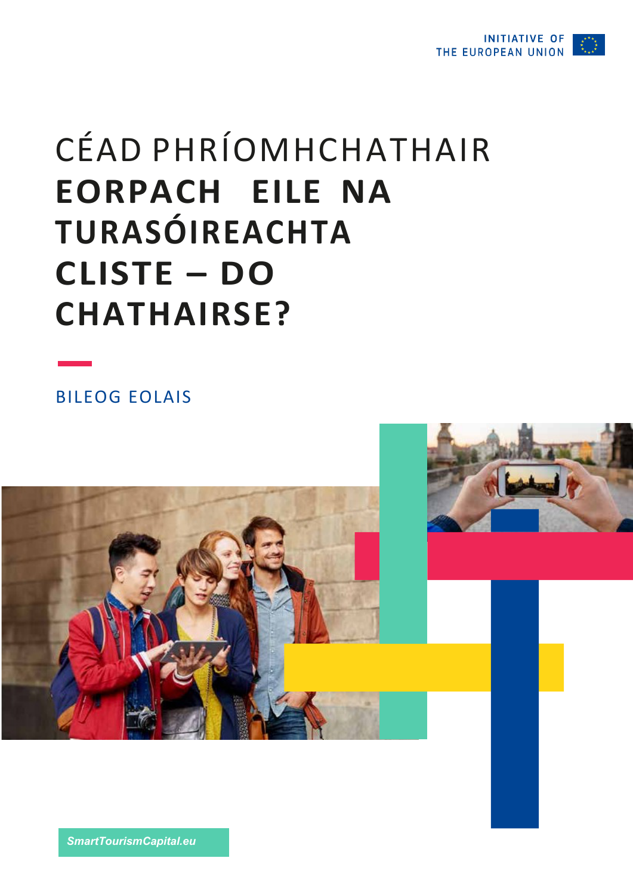INITIATIVE OF THE EUROPEAN UNION

# CÉAD PHRÍOMHCHATHAIR **EORPACH EILE NA TURASÓIREACHTA CLISTE – DO CHATHAIRSE?**

BILEOG EOLAIS

*SmartTourismCapital.eu*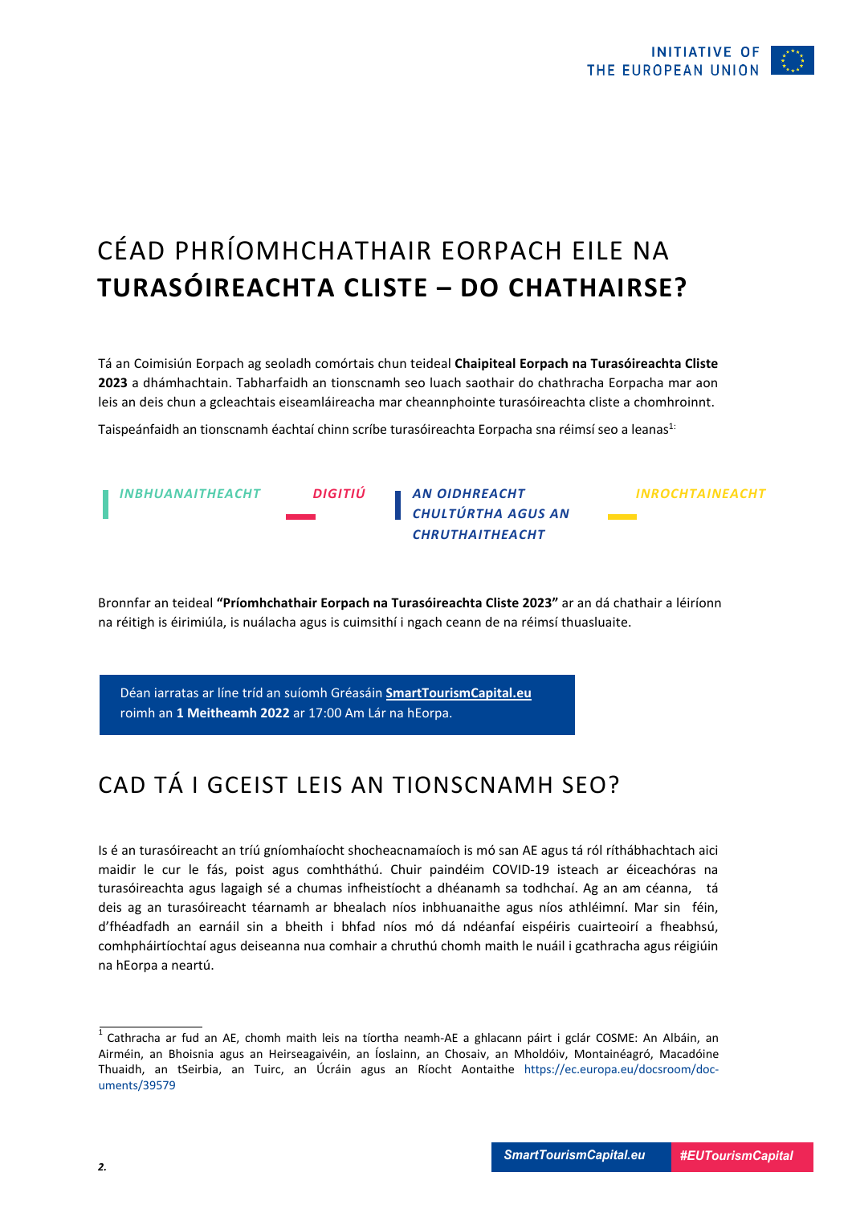# CÉAD PHRÍOMHCHATHAIR EORPACH EILE NA **TURASÓIREACHTA CLISTE – DO CHATHAIRSE?**

Tá an Coimisiún Eorpach ag seoladh comórtais chun teideal **Chaipiteal Eorpach na Turasóireachta Cliste 2023** a dhámhachtain. Tabharfaidh an tionscnamh seo luach saothair do chathracha Eorpacha mar aon leis an deis chun a gcleachtais eiseamláireacha mar cheannphointe turasóireachta cliste a chomhroinnt.

Taispeánfaidh an tionscnamh éachtaí chinn scríbe turasóireachta Eorpacha sna réimsí seo a leanas[1]:

- ***INBHUANAITHEACHT***
- ***DIGITIÚ***
- ***AN OIDHREACHT CHULTÚRTHA AGUS AN CHRUTHAITHEACHT***
- ***INROCHTAINEACHT***

Bronnfar an teideal **"Príomhchathair Eorpach na Turasóireachta Cliste 2023"** ar an dá chathair a léiríonn na réitigh is éirimiúla, is nuálacha agus is cuimsithí i ngach ceann de na réimsí thuasluaite.

> Déan iarratas ar líne tríd an suíomh Gréasáin **SmartTourismCapital.eu** roimh an **1 Meitheamh 2022** ar 17:00 Am Lár na hEorpa.

## CAD TÁ I GCEIST LEIS AN TIONSCNAMH SEO?

Is é an turasóireacht an tríú gníomhaíocht shocheacnamaíoch is mó san AE agus tá ról ríthábhachtach aici maidir le cur le fás, poist agus comhtháthú. Chuir paindéim COVID-19 isteach ar éiceachóras na turasóireachta agus lagaigh sé a chumas infheistíocht a dhéanamh sa todhchaí. Ag an am céanna, tá deis ag an turasóireacht téarnamh ar bhealach níos inbhuanaithe agus níos athléimní. Mar sin féin, d'fhéadfadh an earnáil sin a bheith i bhfad níos mó dá ndéanfaí eispéiris cuairteoirí a fheabhsú, comhpháirtíochtaí agus deiseanna nua comhair a chruthú chomh maith le nuáil i gcathracha agus réigiúin na hEorpa a neartú.

---

[1] Cathracha ar fud an AE, chomh maith leis na tíortha neamh-AE a ghlacann páirt i gclár COSME: An Albáin, an Airméin, an Bhoisnia agus an Heirseagaivéin, an Íoslainn, an Chosaiv, an Mholdóiv, Montainéagró, Macadóine Thuaidh, an tSeirbia, an Tuirc, an Úcráin agus an Ríocht Aontaithe https://ec.europa.eu/docsroom/documents/39579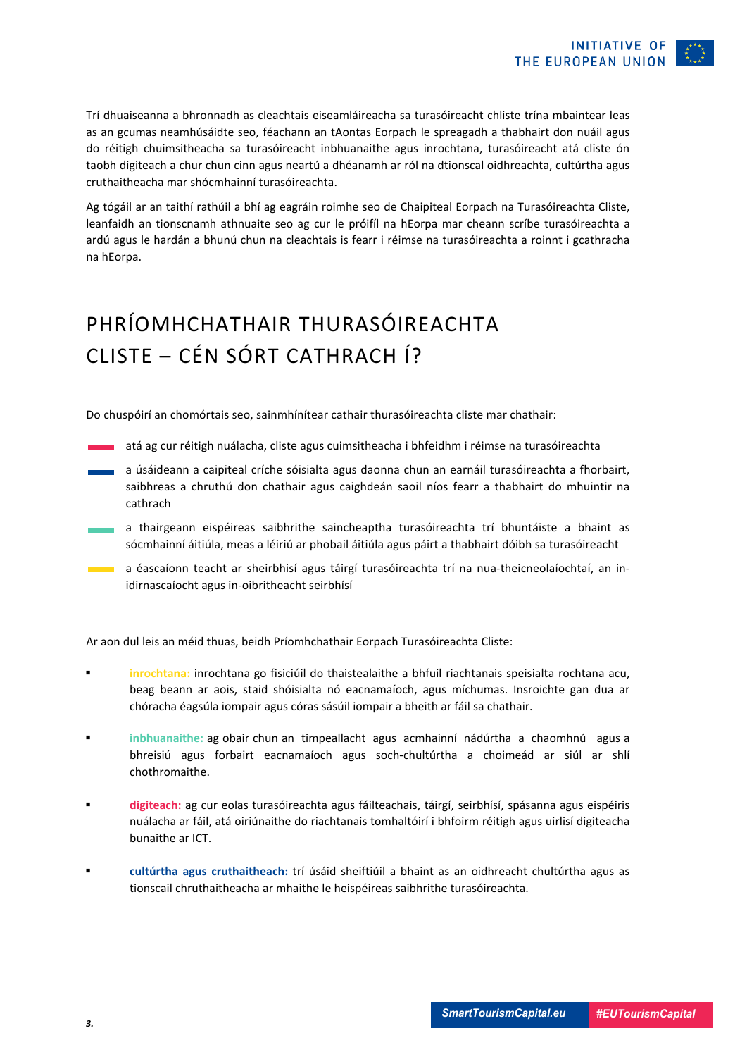Trí dhuaiseanna a bhronnadh as cleachtais eiseamláireacha sa turasóireacht chliste trína mbaintear leas as an gcumas neamhúsáidte seo, féachann an tAontas Eorpach le spreagadh a thabhairt don nuáil agus do réitigh chuimsitheacha sa turasóireacht inbhuanaithe agus inrochtana, turasóireacht atá cliste ón taobh digiteach a chur chun cinn agus neartú a dhéanamh ar ról na dtionscal oidhreachta, cultúrtha agus cruthaitheacha mar shócmhainní turasóireachta.

Ag tógáil ar an taithí rathúil a bhí ag eagráin roimhe seo de Chaipiteal Eorpach na Turasóireachta Cliste, leanfaidh an tionscnamh athnuaite seo ag cur le próifíl na hEorpa mar cheann scríbe turasóireachta a ardú agus le hardán a bhunú chun na cleachtais is fearr i réimse na turasóireachta a roinnt i gcathracha na hEorpa.

# PHRÍOMHCHATHAIR THURASÓIREACHTA CLISTE – CÉN SÓRT CATHRACH Í?

Do chuspóirí an chomórtais seo, sainmhínítear cathair thurasóireachta cliste mar chathair:

- atá ag cur réitigh nuálacha, cliste agus cuimsitheacha i bhfeidhm i réimse na turasóireachta
- a úsáideann a caipiteal críche sóisialta agus daonna chun an earnáil turasóireachta a fhorbairt, saibhreas a chruthú don chathair agus caighdeán saoil níos fearr a thabhairt do mhuintir na cathrach
- a thairgeann eispéireas saibhrithe saincheaptha turasóireachta trí bhuntáiste a bhaint as sócmhainní áitiúla, meas a léiriú ar phobail áitiúla agus páirt a thabhairt dóibh sa turasóireacht
- a éascaíonn teacht ar sheirbhísí agus táirgí turasóireachta trí na nua-theicneolaíochtaí, an in-idirnascaíocht agus in-oibritheacht seirbhísí

Ar aon dul leis an méid thuas, beidh Príomhchathair Eorpach Turasóireachta Cliste:

- **inrochtana:** inrochtana go fisiciúil do thaistealaithe a bhfuil riachtanais speisialta rochtana acu, beag beann ar aois, staid shóisialta nó eacnamaíoch, agus míchumas. Insroichte gan dua ar chóracha éagsúla iompair agus córas sásúil iompair a bheith ar fáil sa chathair.
- **inbhuanaithe:** ag obair chun an timpeallacht agus acmhainní nádúrtha a chaomhnú agus a bhreisiú agus forbairt eacnamaíoch agus soch-chultúrtha a choimeád ar siúl ar shlí chothromaithe.
- **digiteach:** ag cur eolas turasóireachta agus fáilteachais, táirgí, seirbhísí, spásanna agus eispéiris nuálacha ar fáil, atá oiriúnaithe do riachtanais tomhaltóirí i bhfoirm réitigh agus uirlisí digiteacha bunaithe ar ICT.
- **cultúrtha agus cruthaitheach:** trí úsáid sheiftiúil a bhaint as an oidhreacht chultúrtha agus as tionscail chruthaitheacha ar mhaithe le heispéireas saibhrithe turasóireachta.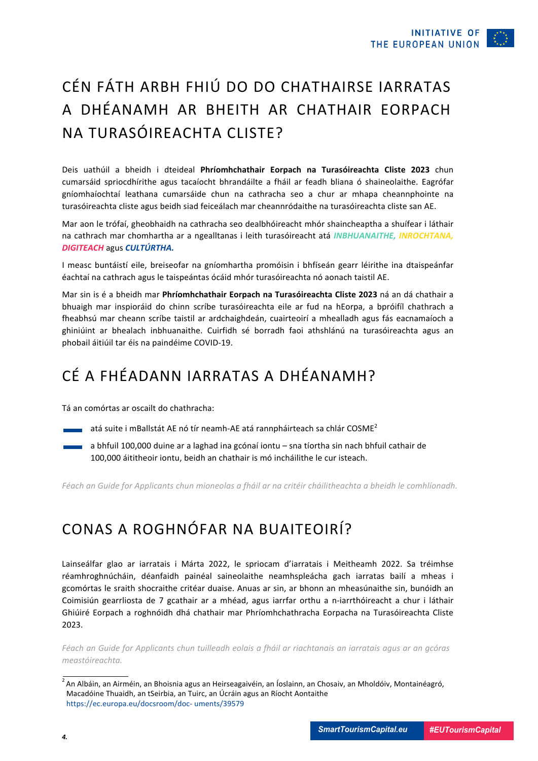# CÉN FÁTH ARBH FHIÚ DO DO CHATHAIRSE IARRATAS A DHÉANAMH AR BHEITH AR CHATHAIR EORPACH NA TURASÓIREACHTA CLISTE?

Deis uathúil a bheidh i dteideal **Phríomhchathair Eorpach na Turasóireachta Cliste 2023** chun cumarsáid spriocdhírithe agus tacaíocht bhrandáilte a fháil ar feadh bliana ó shaineolaithe. Eagrófar gníomhaíochtaí leathana cumarsáide chun na cathracha seo a chur ar mhapa cheannphointe na turasóireachta cliste agus beidh siad feiceálach mar cheannródaithe na turasóireachta cliste san AE.

Mar aon le trófaí, gheobhaidh na cathracha seo dealbhóireacht mhór shaincheaptha a shuífear i láthair na cathrach mar chomhartha ar a ngealltanas i leith turasóireacht atá ***INBHUANAITHE, INROCHTANA, DIGITEACH*** agus ***CULTÚRTHA.***

I measc buntáistí eile, breiseofar na gníomhartha promóisin i bhfíseán gearr léirithe ina dtaispeánfar éachtaí na cathrach agus le taispeántas ócáid mhór turasóireachta nó aonach taistil AE.

Mar sin is é a bheidh mar **Phríomhchathair Eorpach na Turasóireachta Cliste 2023** ná an dá chathair a bhuaigh mar inspioráid do chinn scríbe turasóireachta eile ar fud na hEorpa, a bpróifíl chathrach a fheabhsú mar cheann scríbe taistil ar ardchaighdeán, cuairteoirí a mhealladh agus fás eacnamaíoch a ghiniúint ar bhealach inbhuanaithe. Cuirfidh sé borradh faoi athshlánú na turasóireachta agus an phobail áitiúil tar éis na paindéime COVID-19.

# CÉ A FHÉADANN IARRATAS A DHÉANAMH?

Tá an comórtas ar oscailt do chathracha:

- atá suite i mBallstát AE nó tír neamh-AE atá rannpháirteach sa chlár COSME[2]
- a bhfuil 100,000 duine ar a laghad ina gcónaí iontu – sna tíortha sin nach bhfuil cathair de 100,000 áititheoir iontu, beidh an chathair is mó incháilithe le cur isteach.

*Féach an Guide for Applicants chun mioneolas a fháil ar na critéir cháilitheachta a bheidh le comhlíonadh.*

# CONAS A ROGHNÓFAR NA BUAITEOIRÍ?

Lainseálfar glao ar iarratais i Márta 2022, le spriocam d'iarratais i Meitheamh 2022. Sa tréimhse réamhroghnúcháin, déanfaidh painéal saineolaithe neamhspleácha gach iarratas bailí a mheas i gcomórtas le sraith shocraithe critéar duaise. Anuas ar sin, ar bhonn an mheasúnaithe sin, bunóidh an Coimisiún gearrliosta de 7 gcathair ar a mhéad, agus iarrfar orthu a n-iarrthóireacht a chur i láthair Ghiúiré Eorpach a roghnóidh dhá chathair mar Phríomhchathracha Eorpacha na Turasóireachta Cliste 2023.

*Féach an Guide for Applicants chun tuilleadh eolais a fháil ar riachtanais an iarratais agus ar an gcóras meastóireachta.*

---

[2] An Albáin, an Airméin, an Bhoisnia agus an Heirseagaivéin, an Íoslainn, an Chosaiv, an Mholdóiv, Montainéagró, Macadóine Thuaidh, an tSeirbia, an Tuirc, an Úcráin agus an Ríocht Aontaithe
https://ec.europa.eu/docsroom/doc- uments/39579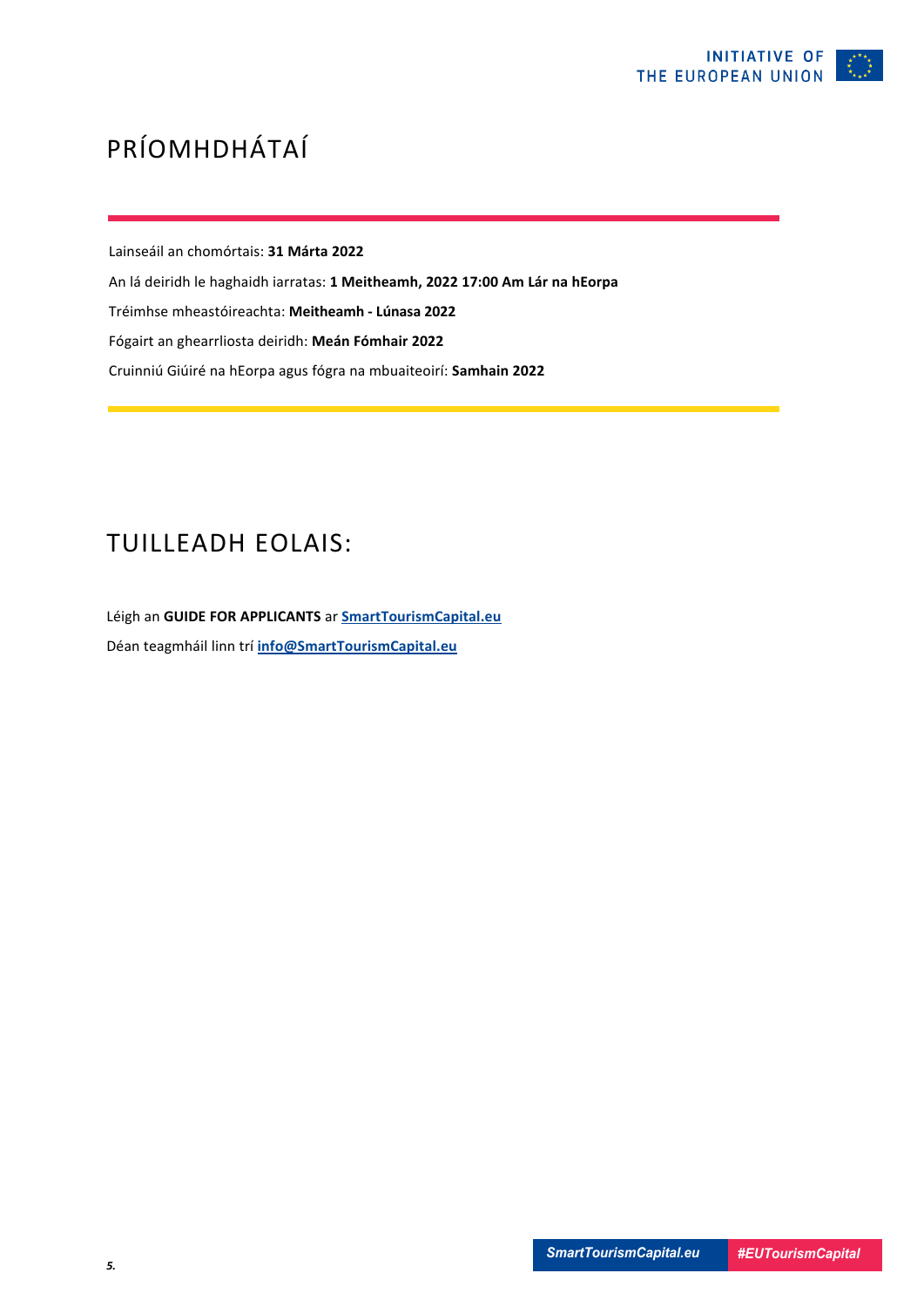# PRÍOMHDHÁTAÍ

Lainseáil an chomórtais: **31 Márta 2022**

An lá deiridh le haghaidh iarratas: **1 Meitheamh, 2022 17:00 Am Lár na hEorpa**

Tréimhse mheastóireachta: **Meitheamh - Lúnasa 2022**

Fógairt an ghearrliosta deiridh: **Meán Fómhair 2022**

Cruinniú Giúiré na hEorpa agus fógra na mbuaiteoirí: **Samhain 2022**

# TUILLEADH EOLAIS:

Léigh an **GUIDE FOR APPLICANTS** ar **SmartTourismCapital.eu**

Déan teagmháil linn trí **info@SmartTourismCapital.eu**